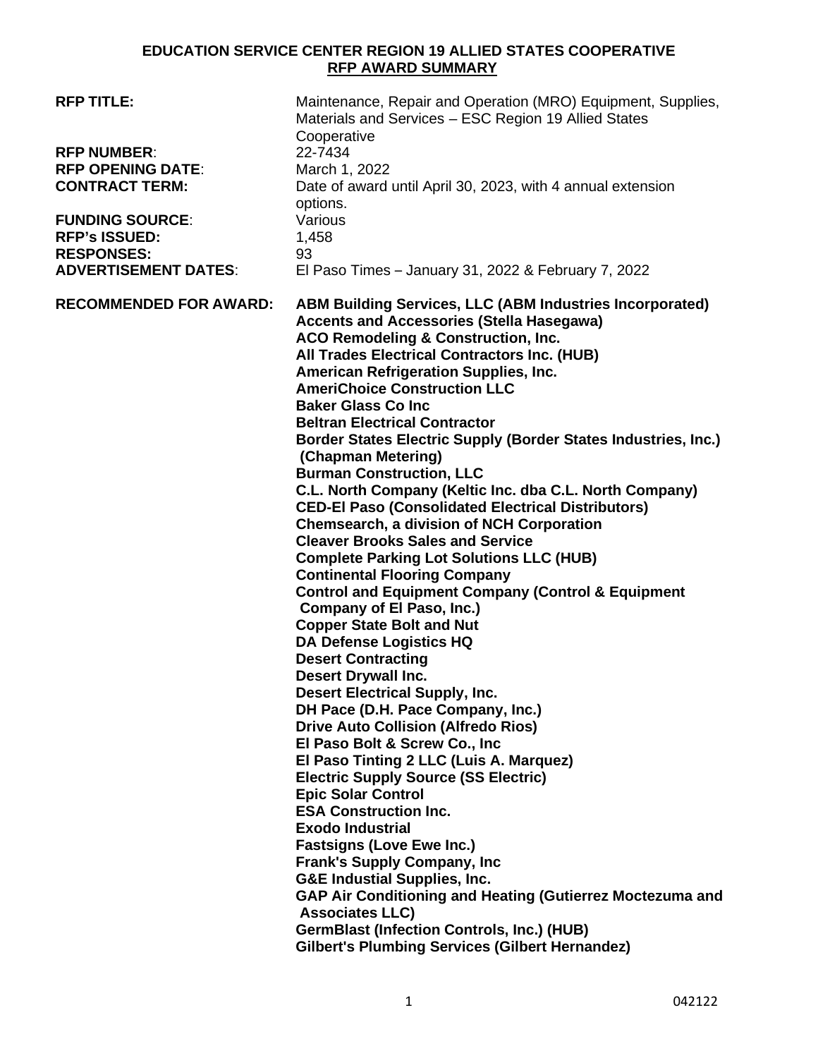**EDUCATION SERVICE CENTER REGION 19 ALLIED STATES COOPERATIVE**

**RFP AWARD SUMMARY**

**RFP TITLE:** Maintenance, Repair and Operation (MRO) Equipment, Supplies, Materials and Services – ESC Region 19 Allied States Cooperative

**RFP NUMBER**: 22-7434

**RFP OPENING DATE**: March 1, 2022

**CONTRACT TERM:** Date of award until April 30, 2023, with 4 annual extension options.

**FUNDING SOURCE**: Various

**RFP's ISSUED:** 1,458

**RESPONSES:** 93

**ADVERTISEMENT DATES**: El Paso Times – January 31, 2022 & February 7, 2022

**RECOMMENDED FOR AWARD:**

**ABM Building Services, LLC (ABM Industries Incorporated)**
**Accents and Accessories (Stella Hasegawa)**
**ACO Remodeling & Construction, Inc.**
**All Trades Electrical Contractors Inc. (HUB)**
**American Refrigeration Supplies, Inc.**
**AmeriChoice Construction LLC**
**Baker Glass Co Inc**
**Beltran Electrical Contractor**
**Border States Electric Supply (Border States Industries, Inc.) (Chapman Metering)**
**Burman Construction, LLC**
**C.L. North Company (Keltic Inc. dba C.L. North Company)**
**CED-El Paso (Consolidated Electrical Distributors)**
**Chemsearch, a division of NCH Corporation**
**Cleaver Brooks Sales and Service**
**Complete Parking Lot Solutions LLC (HUB)**
**Continental Flooring Company**
**Control and Equipment Company (Control & Equipment Company of El Paso, Inc.)**
**Copper State Bolt and Nut**
**DA Defense Logistics HQ**
**Desert Contracting**
**Desert Drywall Inc.**
**Desert Electrical Supply, Inc.**
**DH Pace (D.H. Pace Company, Inc.)**
**Drive Auto Collision (Alfredo Rios)**
**El Paso Bolt & Screw Co., Inc**
**El Paso Tinting 2 LLC (Luis A. Marquez)**
**Electric Supply Source (SS Electric)**
**Epic Solar Control**
**ESA Construction Inc.**
**Exodo Industrial**
**Fastsigns (Love Ewe Inc.)**
**Frank's Supply Company, Inc**
**G&E Industial Supplies, Inc.**
**GAP Air Conditioning and Heating (Gutierrez Moctezuma and Associates LLC)**
**GermBlast (Infection Controls, Inc.) (HUB)**
**Gilbert's Plumbing Services (Gilbert Hernandez)**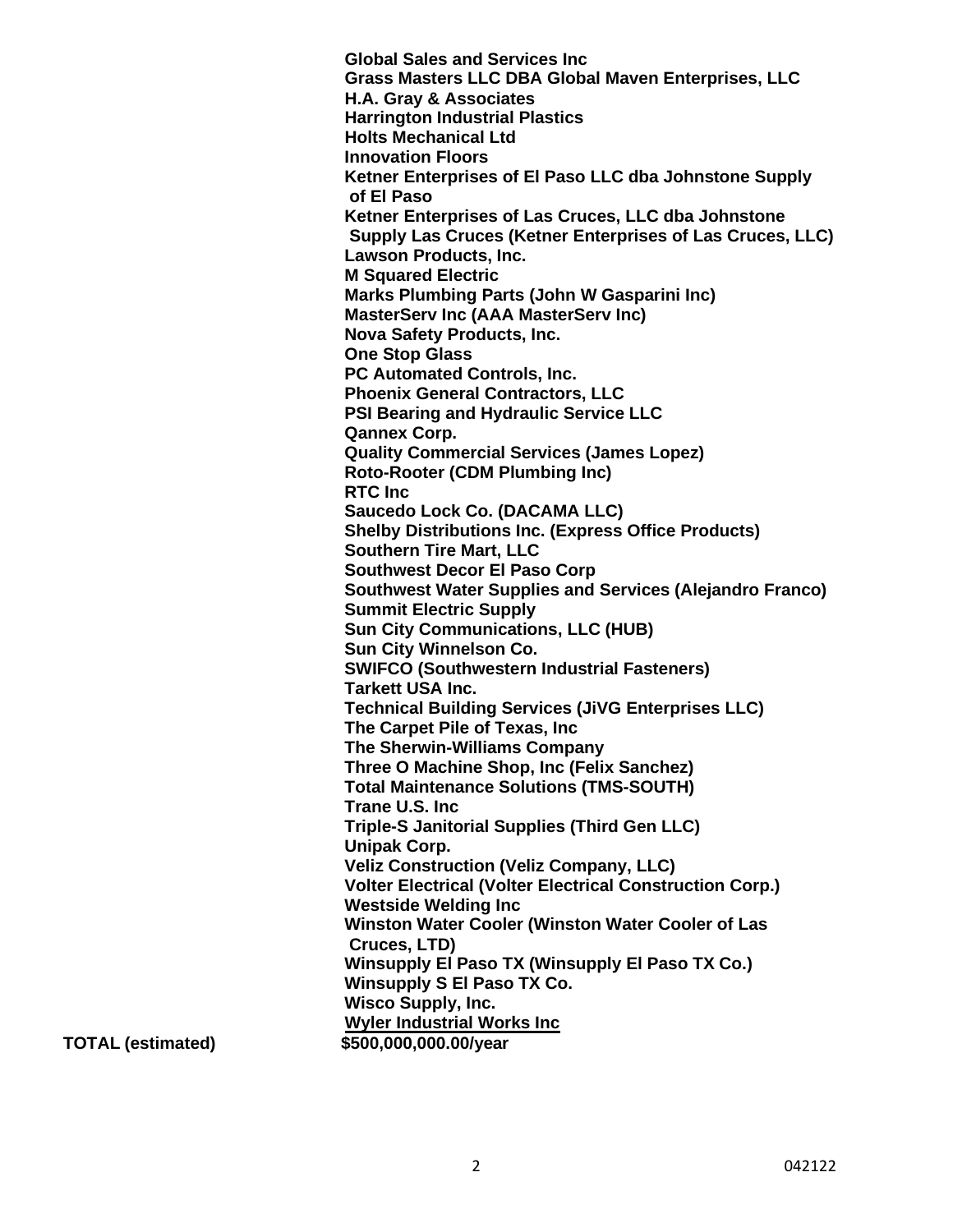**Global Sales and Services Inc**
**Grass Masters LLC DBA Global Maven Enterprises, LLC**
**H.A. Gray & Associates**
**Harrington Industrial Plastics**
**Holts Mechanical Ltd**
**Innovation Floors**
**Ketner Enterprises of El Paso LLC dba Johnstone Supply of El Paso**
**Ketner Enterprises of Las Cruces, LLC dba Johnstone Supply Las Cruces (Ketner Enterprises of Las Cruces, LLC)**
**Lawson Products, Inc.**
**M Squared Electric**
**Marks Plumbing Parts (John W Gasparini Inc)**
**MasterServ Inc (AAA MasterServ Inc)**
**Nova Safety Products, Inc.**
**One Stop Glass**
**PC Automated Controls, Inc.**
**Phoenix General Contractors, LLC**
**PSI Bearing and Hydraulic Service LLC**
**Qannex Corp.**
**Quality Commercial Services (James Lopez)**
**Roto-Rooter (CDM Plumbing Inc)**
**RTC Inc**
**Saucedo Lock Co. (DACAMA LLC)**
**Shelby Distributions Inc. (Express Office Products)**
**Southern Tire Mart, LLC**
**Southwest Decor El Paso Corp**
**Southwest Water Supplies and Services (Alejandro Franco)**
**Summit Electric Supply**
**Sun City Communications, LLC (HUB)**
**Sun City Winnelson Co.**
**SWIFCO (Southwestern Industrial Fasteners)**
**Tarkett USA Inc.**
**Technical Building Services (JiVG Enterprises LLC)**
**The Carpet Pile of Texas, Inc**
**The Sherwin-Williams Company**
**Three O Machine Shop, Inc (Felix Sanchez)**
**Total Maintenance Solutions (TMS-SOUTH)**
**Trane U.S. Inc**
**Triple-S Janitorial Supplies (Third Gen LLC)**
**Unipak Corp.**
**Veliz Construction (Veliz Company, LLC)**
**Volter Electrical (Volter Electrical Construction Corp.)**
**Westside Welding Inc**
**Winston Water Cooler (Winston Water Cooler of Las Cruces, LTD)**
**Winsupply El Paso TX (Winsupply El Paso TX Co.)**
**Winsupply S El Paso TX Co.**
**Wisco Supply, Inc.**
**Wyler Industrial Works Inc**

**TOTAL (estimated)** **$500,000,000.00/year**

042122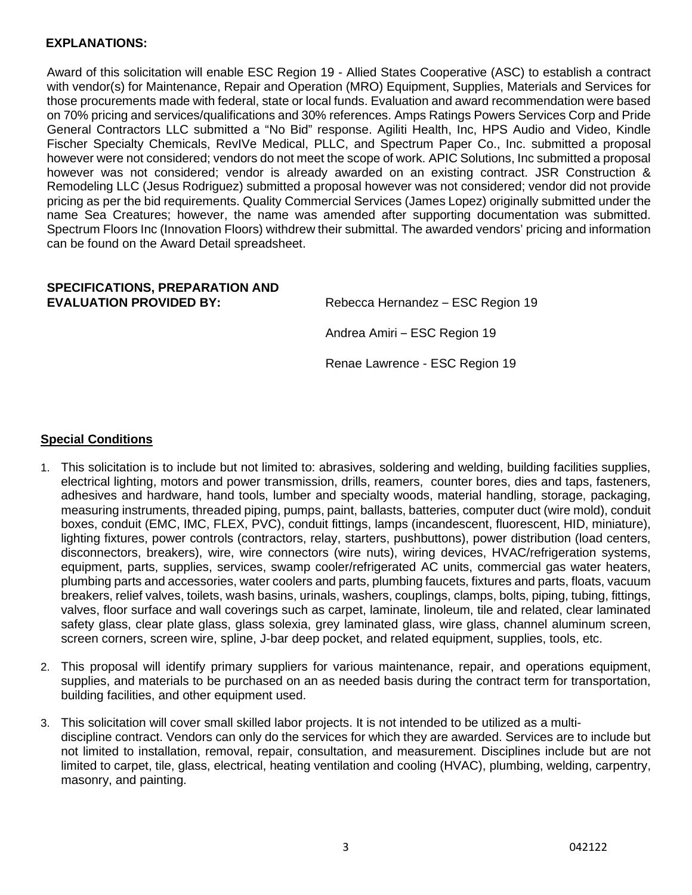**EXPLANATIONS:**

Award of this solicitation will enable ESC Region 19 - Allied States Cooperative (ASC) to establish a contract with vendor(s) for Maintenance, Repair and Operation (MRO) Equipment, Supplies, Materials and Services for those procurements made with federal, state or local funds. Evaluation and award recommendation were based on 70% pricing and services/qualifications and 30% references. Amps Ratings Powers Services Corp and Pride General Contractors LLC submitted a "No Bid" response. Agiliti Health, Inc, HPS Audio and Video, Kindle Fischer Specialty Chemicals, RevIVe Medical, PLLC, and Spectrum Paper Co., Inc. submitted a proposal however were not considered; vendors do not meet the scope of work. APIC Solutions, Inc submitted a proposal however was not considered; vendor is already awarded on an existing contract. JSR Construction & Remodeling LLC (Jesus Rodriguez) submitted a proposal however was not considered; vendor did not provide pricing as per the bid requirements. Quality Commercial Services (James Lopez) originally submitted under the name Sea Creatures; however, the name was amended after supporting documentation was submitted. Spectrum Floors Inc (Innovation Floors) withdrew their submittal. The awarded vendors' pricing and information can be found on the Award Detail spreadsheet.

**SPECIFICATIONS, PREPARATION AND EVALUATION PROVIDED BY:**

Rebecca Hernandez – ESC Region 19

Andrea Amiri – ESC Region 19

Renae Lawrence - ESC Region 19

## Special Conditions

1. This solicitation is to include but not limited to: abrasives, soldering and welding, building facilities supplies, electrical lighting, motors and power transmission, drills, reamers, counter bores, dies and taps, fasteners, adhesives and hardware, hand tools, lumber and specialty woods, material handling, storage, packaging, measuring instruments, threaded piping, pumps, paint, ballasts, batteries, computer duct (wire mold), conduit boxes, conduit (EMC, IMC, FLEX, PVC), conduit fittings, lamps (incandescent, fluorescent, HID, miniature), lighting fixtures, power controls (contractors, relay, starters, pushbuttons), power distribution (load centers, disconnectors, breakers), wire, wire connectors (wire nuts), wiring devices, HVAC/refrigeration systems, equipment, parts, supplies, services, swamp cooler/refrigerated AC units, commercial gas water heaters, plumbing parts and accessories, water coolers and parts, plumbing faucets, fixtures and parts, floats, vacuum breakers, relief valves, toilets, wash basins, urinals, washers, couplings, clamps, bolts, piping, tubing, fittings, valves, floor surface and wall coverings such as carpet, laminate, linoleum, tile and related, clear laminated safety glass, clear plate glass, glass solexia, grey laminated glass, wire glass, channel aluminum screen, screen corners, screen wire, spline, J-bar deep pocket, and related equipment, supplies, tools, etc.

2. This proposal will identify primary suppliers for various maintenance, repair, and operations equipment, supplies, and materials to be purchased on an as needed basis during the contract term for transportation, building facilities, and other equipment used.

3. This solicitation will cover small skilled labor projects. It is not intended to be utilized as a multi-discipline contract. Vendors can only do the services for which they are awarded. Services are to include but not limited to installation, removal, repair, consultation, and measurement. Disciplines include but are not limited to carpet, tile, glass, electrical, heating ventilation and cooling (HVAC), plumbing, welding, carpentry, masonry, and painting.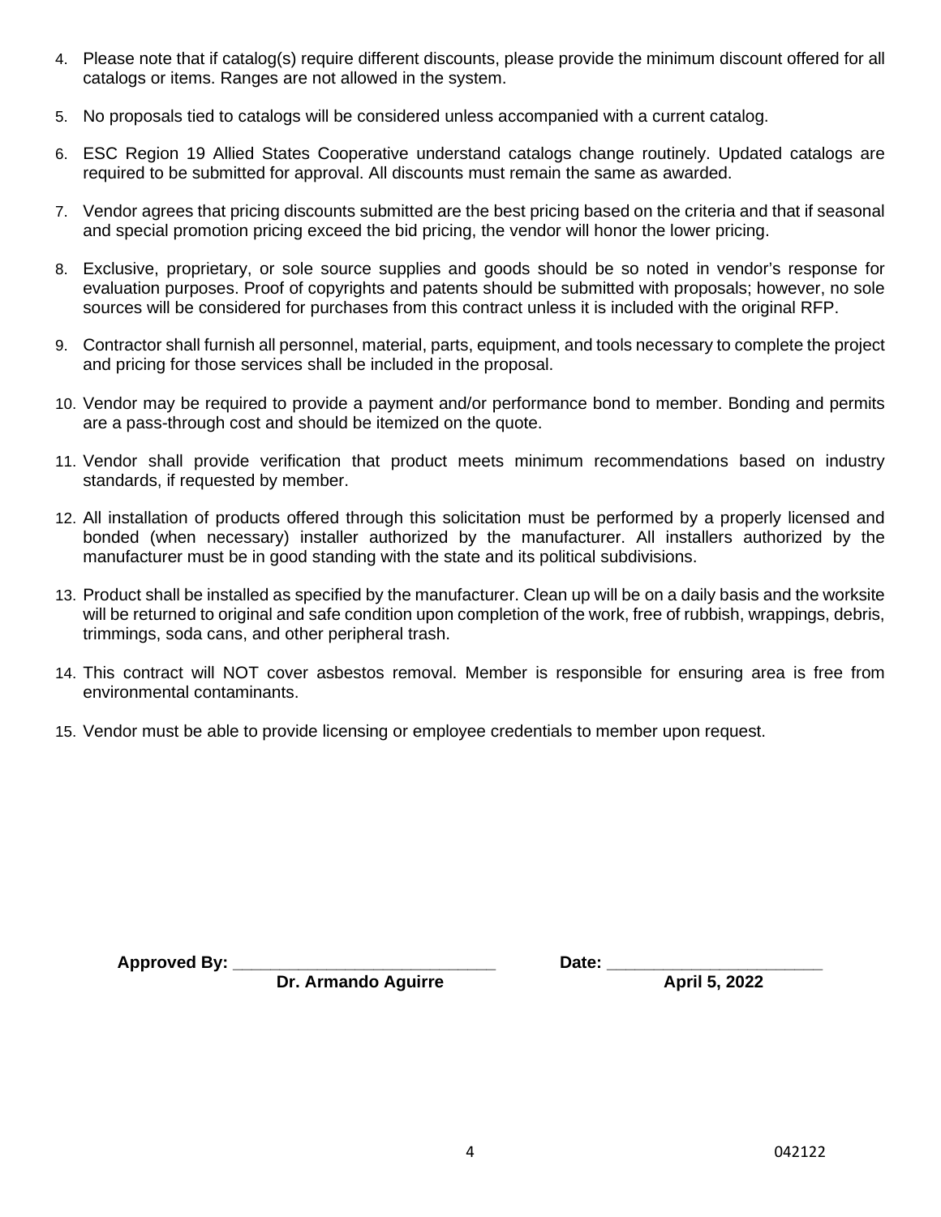4. Please note that if catalog(s) require different discounts, please provide the minimum discount offered for all catalogs or items. Ranges are not allowed in the system.

5. No proposals tied to catalogs will be considered unless accompanied with a current catalog.

6. ESC Region 19 Allied States Cooperative understand catalogs change routinely. Updated catalogs are required to be submitted for approval. All discounts must remain the same as awarded.

7. Vendor agrees that pricing discounts submitted are the best pricing based on the criteria and that if seasonal and special promotion pricing exceed the bid pricing, the vendor will honor the lower pricing.

8. Exclusive, proprietary, or sole source supplies and goods should be so noted in vendor's response for evaluation purposes. Proof of copyrights and patents should be submitted with proposals; however, no sole sources will be considered for purchases from this contract unless it is included with the original RFP.

9. Contractor shall furnish all personnel, material, parts, equipment, and tools necessary to complete the project and pricing for those services shall be included in the proposal.

10. Vendor may be required to provide a payment and/or performance bond to member. Bonding and permits are a pass-through cost and should be itemized on the quote.

11. Vendor shall provide verification that product meets minimum recommendations based on industry standards, if requested by member.

12. All installation of products offered through this solicitation must be performed by a properly licensed and bonded (when necessary) installer authorized by the manufacturer. All installers authorized by the manufacturer must be in good standing with the state and its political subdivisions.

13. Product shall be installed as specified by the manufacturer. Clean up will be on a daily basis and the worksite will be returned to original and safe condition upon completion of the work, free of rubbish, wrappings, debris, trimmings, soda cans, and other peripheral trash.

14. This contract will NOT cover asbestos removal. Member is responsible for ensuring area is free from environmental contaminants.

15. Vendor must be able to provide licensing or employee credentials to member upon request.

**Approved By:** ____________________________ **Date:** ______________________

**Dr. Armando Aguirre** **April 5, 2022**

042122